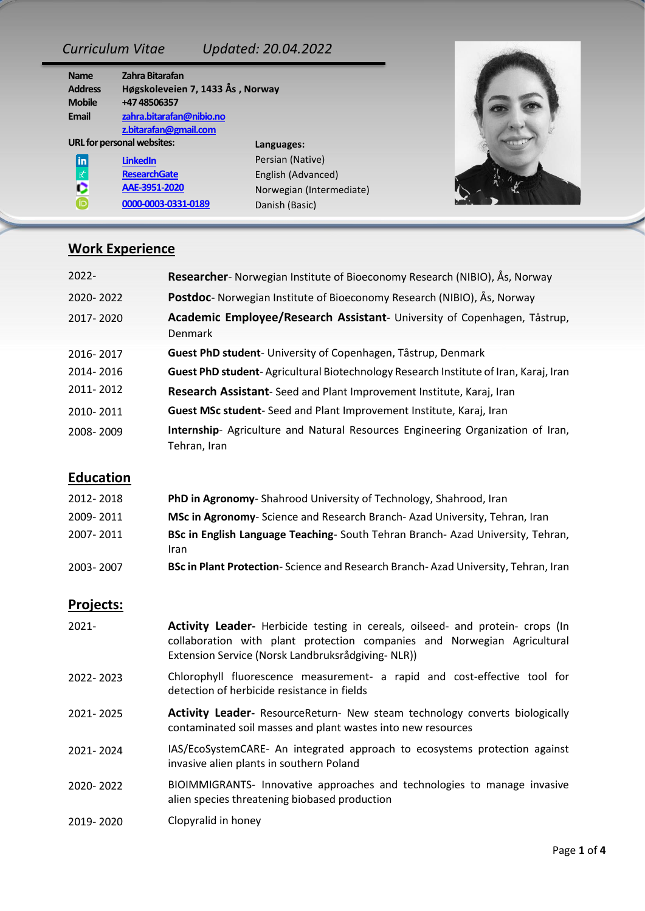*Curriculum Vitae* *Updated: 20.04.2022*

**Name** Zahra Bitarafan
**Address** Høgskoleveien 7, 1433 Ås , Norway
**Mobile** +47 48506357
**Email** zahra.bitarafan@nibio.no
z.bitarafan@gmail.com

**URL for personal websites:**

- LinkedIn
- ResearchGate
- AAE-3951-2020
- 0000-0003-0331-0189

**Languages:**
Persian (Native)
English (Advanced)
Norwegian (Intermediate)
Danish (Basic)

## Work Experience

| | |
|---|---|
| 2022- | **Researcher**- Norwegian Institute of Bioeconomy Research (NIBIO), Ås, Norway |
| 2020- 2022 | **Postdoc**- Norwegian Institute of Bioeconomy Research (NIBIO), Ås, Norway |
| 2017- 2020 | **Academic Employee/Research Assistant**- University of Copenhagen, Tåstrup, Denmark |
| 2016- 2017 | **Guest PhD student**- University of Copenhagen, Tåstrup, Denmark |
| 2014- 2016 | **Guest PhD student**- Agricultural Biotechnology Research Institute of Iran, Karaj, Iran |
| 2011- 2012 | **Research Assistant**- Seed and Plant Improvement Institute, Karaj, Iran |
| 2010- 2011 | **Guest MSc student**- Seed and Plant Improvement Institute, Karaj, Iran |
| 2008- 2009 | **Internship**- Agriculture and Natural Resources Engineering Organization of Iran, Tehran, Iran |

## Education

| | |
|---|---|
| 2012- 2018 | **PhD in Agronomy**- Shahrood University of Technology, Shahrood, Iran |
| 2009- 2011 | **MSc in Agronomy**- Science and Research Branch- Azad University, Tehran, Iran |
| 2007- 2011 | **BSc in English Language Teaching**- South Tehran Branch- Azad University, Tehran, Iran |
| 2003- 2007 | **BSc in Plant Protection**- Science and Research Branch- Azad University, Tehran, Iran |

## Projects:

| | |
|---|---|
| 2021- | **Activity Leader-** Herbicide testing in cereals, oilseed- and protein- crops (In collaboration with plant protection companies and Norwegian Agricultural Extension Service (Norsk Landbruksrådgiving- NLR)) |
| 2022- 2023 | Chlorophyll fluorescence measurement- a rapid and cost-effective tool for detection of herbicide resistance in fields |
| 2021- 2025 | **Activity Leader-** ResourceReturn- New steam technology converts biologically contaminated soil masses and plant wastes into new resources |
| 2021- 2024 | IAS/EcoSystemCARE- An integrated approach to ecosystems protection against invasive alien plants in southern Poland |
| 2020- 2022 | BIOIMMIGRANTS- Innovative approaches and technologies to manage invasive alien species threatening biobased production |
| 2019- 2020 | Clopyralid in honey |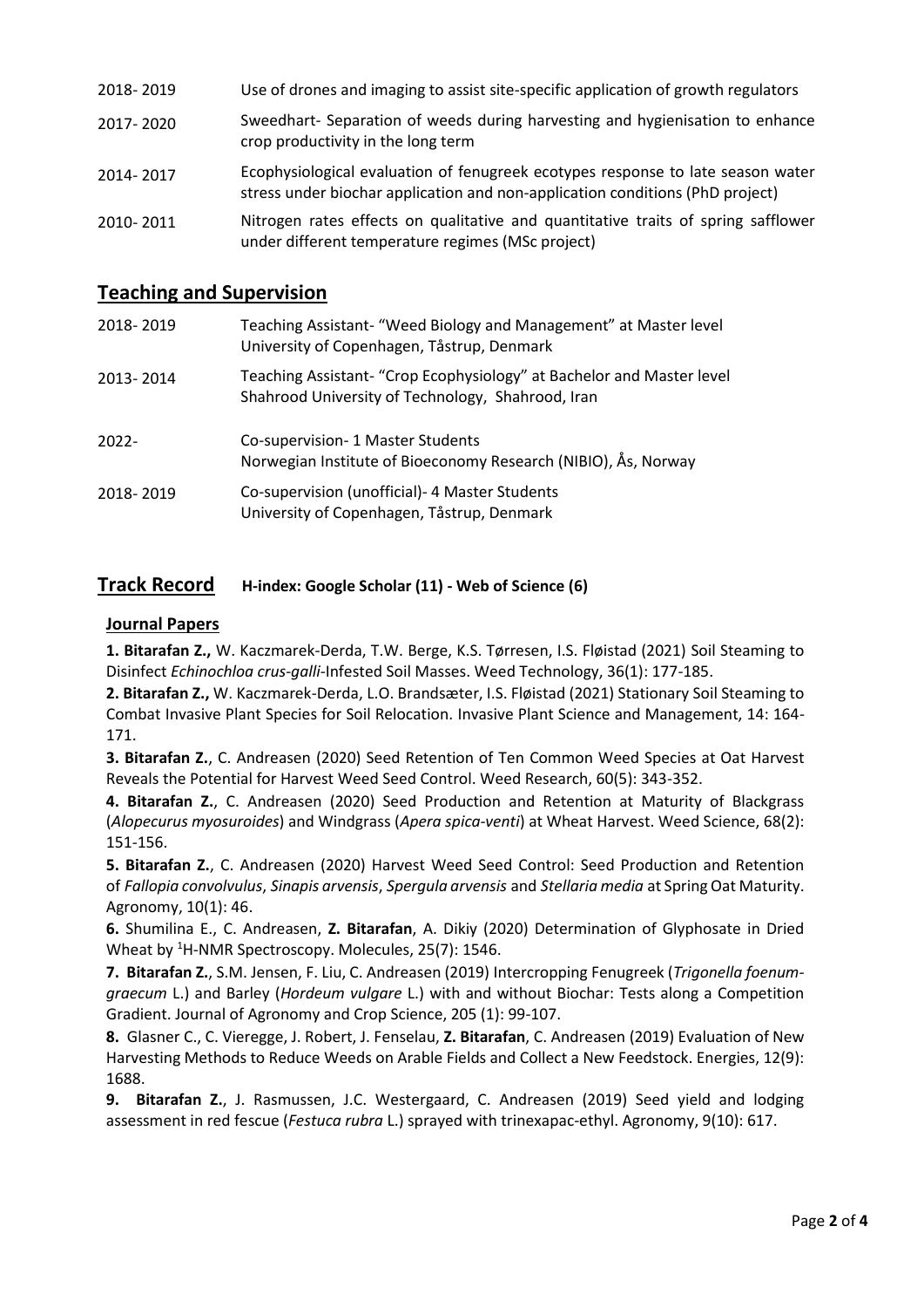| | |
|---|---|
| 2018- 2019 | Use of drones and imaging to assist site-specific application of growth regulators |
| 2017- 2020 | Sweedhart- Separation of weeds during harvesting and hygienisation to enhance crop productivity in the long term |
| 2014- 2017 | Ecophysiological evaluation of fenugreek ecotypes response to late season water stress under biochar application and non-application conditions (PhD project) |
| 2010- 2011 | Nitrogen rates effects on qualitative and quantitative traits of spring safflower under different temperature regimes (MSc project) |

## Teaching and Supervision

| | |
|---|---|
| 2018- 2019 | Teaching Assistant- "Weed Biology and Management" at Master level<br>University of Copenhagen, Tåstrup, Denmark |
| 2013- 2014 | Teaching Assistant- "Crop Ecophysiology" at Bachelor and Master level<br>Shahrood University of Technology, Shahrood, Iran |
| 2022- | Co-supervision- 1 Master Students<br>Norwegian Institute of Bioeconomy Research (NIBIO), Ås, Norway |
| 2018- 2019 | Co-supervision (unofficial)- 4 Master Students<br>University of Copenhagen, Tåstrup, Denmark |

## Track Record **H-index: Google Scholar (11) - Web of Science (6)**

### Journal Papers

**1. Bitarafan Z.,** W. Kaczmarek-Derda, T.W. Berge, K.S. Tørresen, I.S. Fløistad (2021) Soil Steaming to Disinfect *Echinochloa crus-galli*-Infested Soil Masses. Weed Technology, 36(1): 177-185.

**2. Bitarafan Z.,** W. Kaczmarek-Derda, L.O. Brandsæter, I.S. Fløistad (2021) Stationary Soil Steaming to Combat Invasive Plant Species for Soil Relocation. Invasive Plant Science and Management, 14: 164-171.

**3. Bitarafan Z.**, C. Andreasen (2020) Seed Retention of Ten Common Weed Species at Oat Harvest Reveals the Potential for Harvest Weed Seed Control. Weed Research, 60(5): 343-352.

**4. Bitarafan Z.**, C. Andreasen (2020) Seed Production and Retention at Maturity of Blackgrass (*Alopecurus myosuroides*) and Windgrass (*Apera spica-venti*) at Wheat Harvest. Weed Science, 68(2): 151-156.

**5. Bitarafan Z.**, C. Andreasen (2020) Harvest Weed Seed Control: Seed Production and Retention of *Fallopia convolvulus*, *Sinapis arvensis*, *Spergula arvensis* and *Stellaria media* at Spring Oat Maturity. Agronomy, 10(1): 46.

**6.** Shumilina E., C. Andreasen, **Z. Bitarafan**, A. Dikiy (2020) Determination of Glyphosate in Dried Wheat by $^{1}$H-NMR Spectroscopy. Molecules, 25(7): 1546.

**7. Bitarafan Z.**, S.M. Jensen, F. Liu, C. Andreasen (2019) Intercropping Fenugreek (*Trigonella foenum-graecum* L.) and Barley (*Hordeum vulgare* L.) with and without Biochar: Tests along a Competition Gradient. Journal of Agronomy and Crop Science, 205 (1): 99-107.

**8.** Glasner C., C. Vieregge, J. Robert, J. Fenselau, **Z. Bitarafan**, C. Andreasen (2019) Evaluation of New Harvesting Methods to Reduce Weeds on Arable Fields and Collect a New Feedstock. Energies, 12(9): 1688.

**9. Bitarafan Z.**, J. Rasmussen, J.C. Westergaard, C. Andreasen (2019) Seed yield and lodging assessment in red fescue (*Festuca rubra* L.) sprayed with trinexapac-ethyl. Agronomy, 9(10): 617.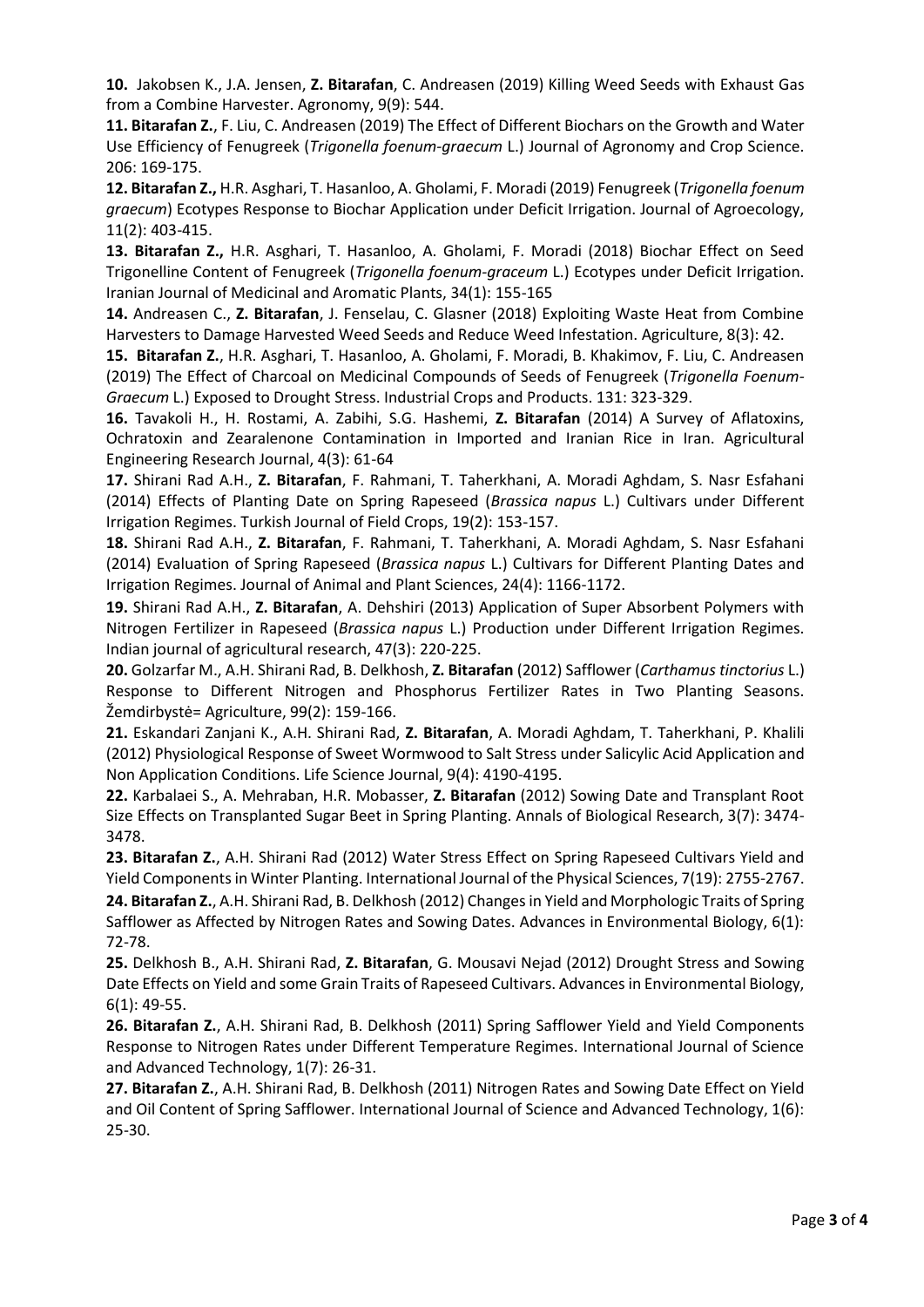**10.** Jakobsen K., J.A. Jensen, **Z. Bitarafan**, C. Andreasen (2019) Killing Weed Seeds with Exhaust Gas from a Combine Harvester. Agronomy, 9(9): 544.

**11. Bitarafan Z.**, F. Liu, C. Andreasen (2019) The Effect of Different Biochars on the Growth and Water Use Efficiency of Fenugreek (*Trigonella foenum-graecum* L.) Journal of Agronomy and Crop Science. 206: 169-175.

**12. Bitarafan Z.,** H.R. Asghari, T. Hasanloo, A. Gholami, F. Moradi (2019) Fenugreek (*Trigonella foenum graecum*) Ecotypes Response to Biochar Application under Deficit Irrigation. Journal of Agroecology, 11(2): 403-415.

**13. Bitarafan Z.,** H.R. Asghari, T. Hasanloo, A. Gholami, F. Moradi (2018) Biochar Effect on Seed Trigonelline Content of Fenugreek (*Trigonella foenum-graceum* L.) Ecotypes under Deficit Irrigation. Iranian Journal of Medicinal and Aromatic Plants, 34(1): 155-165

**14.** Andreasen C., **Z. Bitarafan**, J. Fenselau, C. Glasner (2018) Exploiting Waste Heat from Combine Harvesters to Damage Harvested Weed Seeds and Reduce Weed Infestation. Agriculture, 8(3): 42.

**15. Bitarafan Z.**, H.R. Asghari, T. Hasanloo, A. Gholami, F. Moradi, B. Khakimov, F. Liu, C. Andreasen (2019) The Effect of Charcoal on Medicinal Compounds of Seeds of Fenugreek (*Trigonella Foenum-Graecum* L.) Exposed to Drought Stress. Industrial Crops and Products. 131: 323-329.

**16.** Tavakoli H., H. Rostami, A. Zabihi, S.G. Hashemi, **Z. Bitarafan** (2014) A Survey of Aflatoxins, Ochratoxin and Zearalenone Contamination in Imported and Iranian Rice in Iran. Agricultural Engineering Research Journal, 4(3): 61-64

**17.** Shirani Rad A.H., **Z. Bitarafan**, F. Rahmani, T. Taherkhani, A. Moradi Aghdam, S. Nasr Esfahani (2014) Effects of Planting Date on Spring Rapeseed (*Brassica napus* L.) Cultivars under Different Irrigation Regimes. Turkish Journal of Field Crops, 19(2): 153-157.

**18.** Shirani Rad A.H., **Z. Bitarafan**, F. Rahmani, T. Taherkhani, A. Moradi Aghdam, S. Nasr Esfahani (2014) Evaluation of Spring Rapeseed (*Brassica napus* L.) Cultivars for Different Planting Dates and Irrigation Regimes. Journal of Animal and Plant Sciences, 24(4): 1166-1172.

**19.** Shirani Rad A.H., **Z. Bitarafan**, A. Dehshiri (2013) Application of Super Absorbent Polymers with Nitrogen Fertilizer in Rapeseed (*Brassica napus* L.) Production under Different Irrigation Regimes. Indian journal of agricultural research, 47(3): 220-225.

**20.** Golzarfar M., A.H. Shirani Rad, B. Delkhosh, **Z. Bitarafan** (2012) Safflower (*Carthamus tinctorius* L.) Response to Different Nitrogen and Phosphorus Fertilizer Rates in Two Planting Seasons. Žemdirbystė= Agriculture, 99(2): 159-166.

**21.** Eskandari Zanjani K., A.H. Shirani Rad, **Z. Bitarafan**, A. Moradi Aghdam, T. Taherkhani, P. Khalili (2012) Physiological Response of Sweet Wormwood to Salt Stress under Salicylic Acid Application and Non Application Conditions. Life Science Journal, 9(4): 4190-4195.

**22.** Karbalaei S., A. Mehraban, H.R. Mobasser, **Z. Bitarafan** (2012) Sowing Date and Transplant Root Size Effects on Transplanted Sugar Beet in Spring Planting. Annals of Biological Research, 3(7): 3474-3478.

**23. Bitarafan Z.**, A.H. Shirani Rad (2012) Water Stress Effect on Spring Rapeseed Cultivars Yield and Yield Components in Winter Planting. International Journal of the Physical Sciences, 7(19): 2755-2767.

**24. Bitarafan Z.**, A.H. Shirani Rad, B. Delkhosh (2012) Changes in Yield and Morphologic Traits of Spring Safflower as Affected by Nitrogen Rates and Sowing Dates. Advances in Environmental Biology, 6(1): 72-78.

**25.** Delkhosh B., A.H. Shirani Rad, **Z. Bitarafan**, G. Mousavi Nejad (2012) Drought Stress and Sowing Date Effects on Yield and some Grain Traits of Rapeseed Cultivars. Advances in Environmental Biology, 6(1): 49-55.

**26. Bitarafan Z.**, A.H. Shirani Rad, B. Delkhosh (2011) Spring Safflower Yield and Yield Components Response to Nitrogen Rates under Different Temperature Regimes. International Journal of Science and Advanced Technology, 1(7): 26-31.

**27. Bitarafan Z.**, A.H. Shirani Rad, B. Delkhosh (2011) Nitrogen Rates and Sowing Date Effect on Yield and Oil Content of Spring Safflower. International Journal of Science and Advanced Technology, 1(6): 25-30.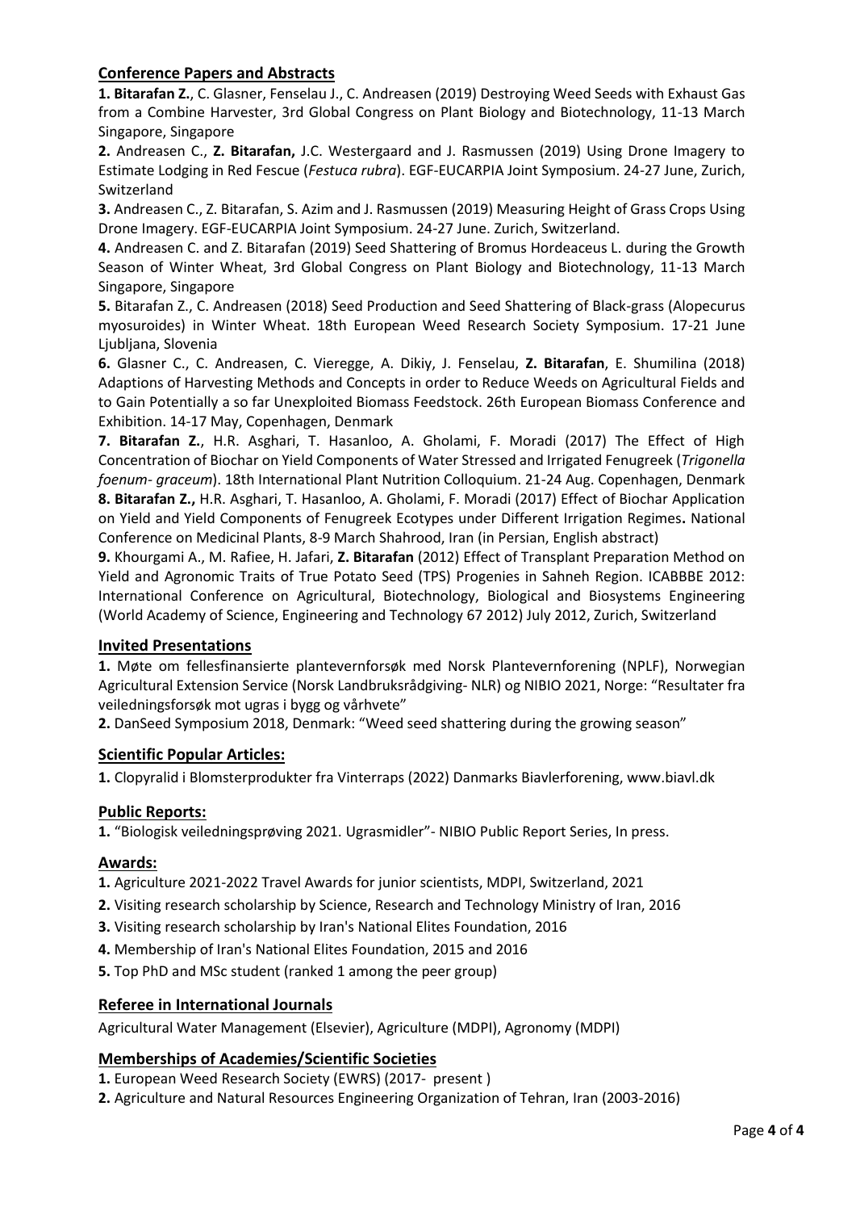## Conference Papers and Abstracts

**1. Bitarafan Z.**, C. Glasner, Fenselau J., C. Andreasen (2019) Destroying Weed Seeds with Exhaust Gas from a Combine Harvester, 3rd Global Congress on Plant Biology and Biotechnology, 11-13 March Singapore, Singapore

**2.** Andreasen C., **Z. Bitarafan,** J.C. Westergaard and J. Rasmussen (2019) Using Drone Imagery to Estimate Lodging in Red Fescue (*Festuca rubra*). EGF-EUCARPIA Joint Symposium. 24-27 June, Zurich, Switzerland

**3.** Andreasen C., Z. Bitarafan, S. Azim and J. Rasmussen (2019) Measuring Height of Grass Crops Using Drone Imagery. EGF-EUCARPIA Joint Symposium. 24-27 June. Zurich, Switzerland.

**4.** Andreasen C. and Z. Bitarafan (2019) Seed Shattering of Bromus Hordeaceus L. during the Growth Season of Winter Wheat, 3rd Global Congress on Plant Biology and Biotechnology, 11-13 March Singapore, Singapore

**5.** Bitarafan Z., C. Andreasen (2018) Seed Production and Seed Shattering of Black-grass (Alopecurus myosuroides) in Winter Wheat. 18th European Weed Research Society Symposium. 17-21 June Ljubljana, Slovenia

**6.** Glasner C., C. Andreasen, C. Vieregge, A. Dikiy, J. Fenselau, **Z. Bitarafan**, E. Shumilina (2018) Adaptions of Harvesting Methods and Concepts in order to Reduce Weeds on Agricultural Fields and to Gain Potentially a so far Unexploited Biomass Feedstock. 26th European Biomass Conference and Exhibition. 14-17 May, Copenhagen, Denmark

**7. Bitarafan Z.**, H.R. Asghari, T. Hasanloo, A. Gholami, F. Moradi (2017) The Effect of High Concentration of Biochar on Yield Components of Water Stressed and Irrigated Fenugreek (*Trigonella foenum- graceum*). 18th International Plant Nutrition Colloquium. 21-24 Aug. Copenhagen, Denmark

**8. Bitarafan Z.,** H.R. Asghari, T. Hasanloo, A. Gholami, F. Moradi (2017) Effect of Biochar Application on Yield and Yield Components of Fenugreek Ecotypes under Different Irrigation Regimes**.** National Conference on Medicinal Plants, 8-9 March Shahrood, Iran (in Persian, English abstract)

**9.** Khourgami A., M. Rafiee, H. Jafari, **Z. Bitarafan** (2012) Effect of Transplant Preparation Method on Yield and Agronomic Traits of True Potato Seed (TPS) Progenies in Sahneh Region. ICABBBE 2012: International Conference on Agricultural, Biotechnology, Biological and Biosystems Engineering (World Academy of Science, Engineering and Technology 67 2012) July 2012, Zurich, Switzerland

## Invited Presentations

**1.** Møte om fellesfinansierte plantevernforsøk med Norsk Plantevernforening (NPLF), Norwegian Agricultural Extension Service (Norsk Landbruksrådgiving- NLR) og NIBIO 2021, Norge: "Resultater fra veiledningsforsøk mot ugras i bygg og vårhvete"

**2.** DanSeed Symposium 2018, Denmark: "Weed seed shattering during the growing season"

## Scientific Popular Articles:

**1.** Clopyralid i Blomsterprodukter fra Vinterraps (2022) Danmarks Biavlerforening, www.biavl.dk

## Public Reports:

**1.** "Biologisk veiledningsprøving 2021. Ugrasmidler"- NIBIO Public Report Series, In press.

## Awards:

**1.** Agriculture 2021-2022 Travel Awards for junior scientists, MDPI, Switzerland, 2021

**2.** Visiting research scholarship by Science, Research and Technology Ministry of Iran, 2016

**3.** Visiting research scholarship by Iran's National Elites Foundation, 2016

**4.** Membership of Iran's National Elites Foundation, 2015 and 2016

**5.** Top PhD and MSc student (ranked 1 among the peer group)

## Referee in International Journals

Agricultural Water Management (Elsevier), Agriculture (MDPI), Agronomy (MDPI)

## Memberships of Academies/Scientific Societies

**1.** European Weed Research Society (EWRS) (2017- present )

**2.** Agriculture and Natural Resources Engineering Organization of Tehran, Iran (2003-2016)